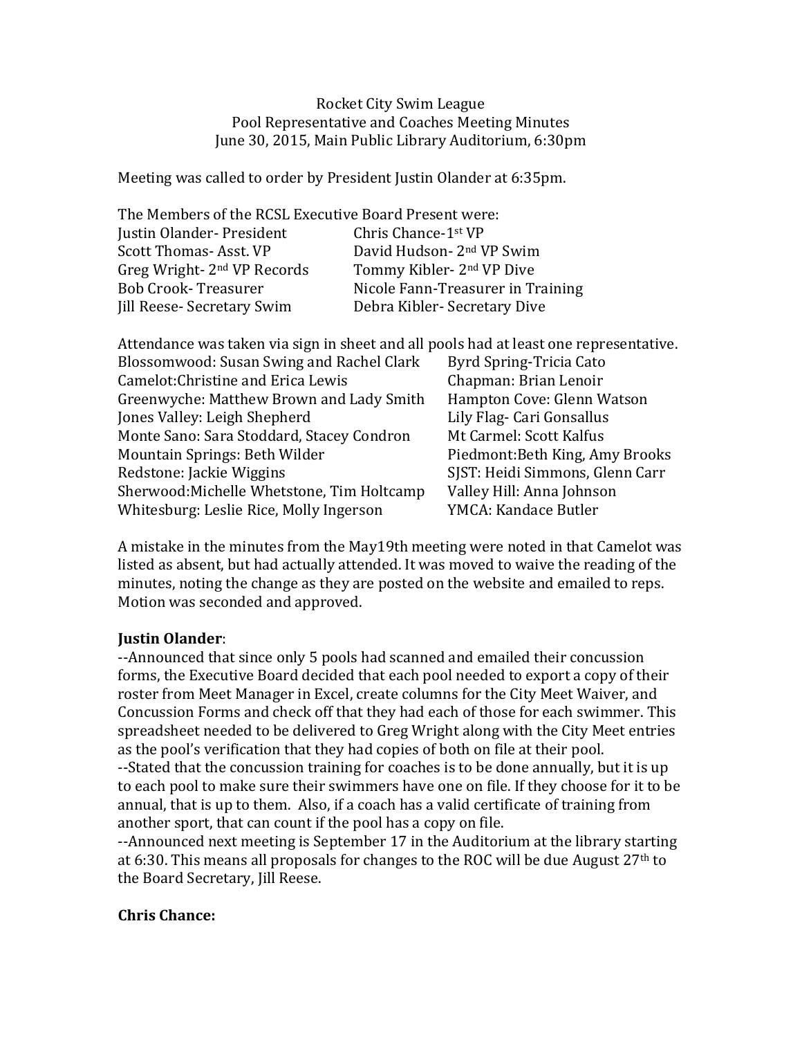Rocket City Swim League
Pool Representative and Coaches Meeting Minutes
June 30, 2015, Main Public Library Auditorium, 6:30pm

Meeting was called to order by President Justin Olander at 6:35pm.

The Members of the RCSL Executive Board Present were:

| | |
|---|---|
| Justin Olander- President | Chris Chance-1st VP |
| Scott Thomas- Asst. VP | David Hudson- 2nd VP Swim |
| Greg Wright- 2nd VP Records | Tommy Kibler- 2nd VP Dive |
| Bob Crook- Treasurer | Nicole Fann-Treasurer in Training |
| Jill Reese- Secretary Swim | Debra Kibler- Secretary Dive |

Attendance was taken via sign in sheet and all pools had at least one representative.

| | |
|---|---|
| Blossomwood: Susan Swing and Rachel Clark | Byrd Spring-Tricia Cato |
| Camelot:Christine and Erica Lewis | Chapman: Brian Lenoir |
| Greenwyche: Matthew Brown and Lady Smith | Hampton Cove: Glenn Watson |
| Jones Valley: Leigh Shepherd | Lily Flag- Cari Gonsallus |
| Monte Sano: Sara Stoddard, Stacey Condron | Mt Carmel: Scott Kalfus |
| Mountain Springs: Beth Wilder | Piedmont:Beth King, Amy Brooks |
| Redstone: Jackie Wiggins | SJST: Heidi Simmons, Glenn Carr |
| Sherwood:Michelle Whetstone, Tim Holtcamp | Valley Hill: Anna Johnson |
| Whitesburg: Leslie Rice, Molly Ingerson | YMCA: Kandace Butler |

A mistake in the minutes from the May19th meeting were noted in that Camelot was listed as absent, but had actually attended. It was moved to waive the reading of the minutes, noting the change as they are posted on the website and emailed to reps. Motion was seconded and approved.

**Justin Olander**:

--Announced that since only 5 pools had scanned and emailed their concussion forms, the Executive Board decided that each pool needed to export a copy of their roster from Meet Manager in Excel, create columns for the City Meet Waiver, and Concussion Forms and check off that they had each of those for each swimmer. This spreadsheet needed to be delivered to Greg Wright along with the City Meet entries as the pool's verification that they had copies of both on file at their pool.

--Stated that the concussion training for coaches is to be done annually, but it is up to each pool to make sure their swimmers have one on file. If they choose for it to be annual, that is up to them. Also, if a coach has a valid certificate of training from another sport, that can count if the pool has a copy on file.

--Announced next meeting is September 17 in the Auditorium at the library starting at 6:30. This means all proposals for changes to the ROC will be due August 27th to the Board Secretary, Jill Reese.

**Chris Chance:**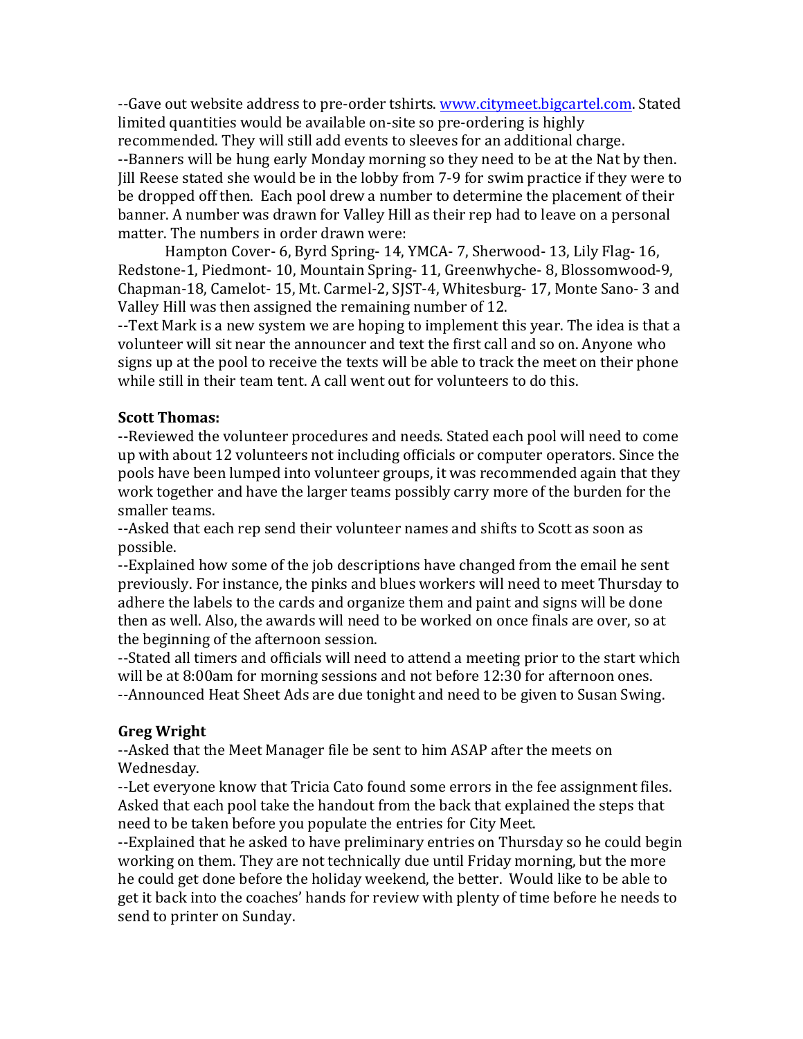--Gave out website address to pre-order tshirts. www.citymeet.bigcartel.com. Stated limited quantities would be available on-site so pre-ordering is highly recommended. They will still add events to sleeves for an additional charge.
--Banners will be hung early Monday morning so they need to be at the Nat by then. Jill Reese stated she would be in the lobby from 7-9 for swim practice if they were to be dropped off then. Each pool drew a number to determine the placement of their banner. A number was drawn for Valley Hill as their rep had to leave on a personal matter. The numbers in order drawn were:

Hampton Cover- 6, Byrd Spring- 14, YMCA- 7, Sherwood- 13, Lily Flag- 16, Redstone-1, Piedmont- 10, Mountain Spring- 11, Greenwhyche- 8, Blossomwood-9, Chapman-18, Camelot- 15, Mt. Carmel-2, SJST-4, Whitesburg- 17, Monte Sano- 3 and Valley Hill was then assigned the remaining number of 12.

--Text Mark is a new system we are hoping to implement this year. The idea is that a volunteer will sit near the announcer and text the first call and so on. Anyone who signs up at the pool to receive the texts will be able to track the meet on their phone while still in their team tent. A call went out for volunteers to do this.

**Scott Thomas:**

--Reviewed the volunteer procedures and needs. Stated each pool will need to come up with about 12 volunteers not including officials or computer operators. Since the pools have been lumped into volunteer groups, it was recommended again that they work together and have the larger teams possibly carry more of the burden for the smaller teams.
--Asked that each rep send their volunteer names and shifts to Scott as soon as possible.
--Explained how some of the job descriptions have changed from the email he sent previously. For instance, the pinks and blues workers will need to meet Thursday to adhere the labels to the cards and organize them and paint and signs will be done then as well. Also, the awards will need to be worked on once finals are over, so at the beginning of the afternoon session.
--Stated all timers and officials will need to attend a meeting prior to the start which will be at 8:00am for morning sessions and not before 12:30 for afternoon ones.
--Announced Heat Sheet Ads are due tonight and need to be given to Susan Swing.

**Greg Wright**

--Asked that the Meet Manager file be sent to him ASAP after the meets on Wednesday.
--Let everyone know that Tricia Cato found some errors in the fee assignment files. Asked that each pool take the handout from the back that explained the steps that need to be taken before you populate the entries for City Meet.
--Explained that he asked to have preliminary entries on Thursday so he could begin working on them. They are not technically due until Friday morning, but the more he could get done before the holiday weekend, the better. Would like to be able to get it back into the coaches' hands for review with plenty of time before he needs to send to printer on Sunday.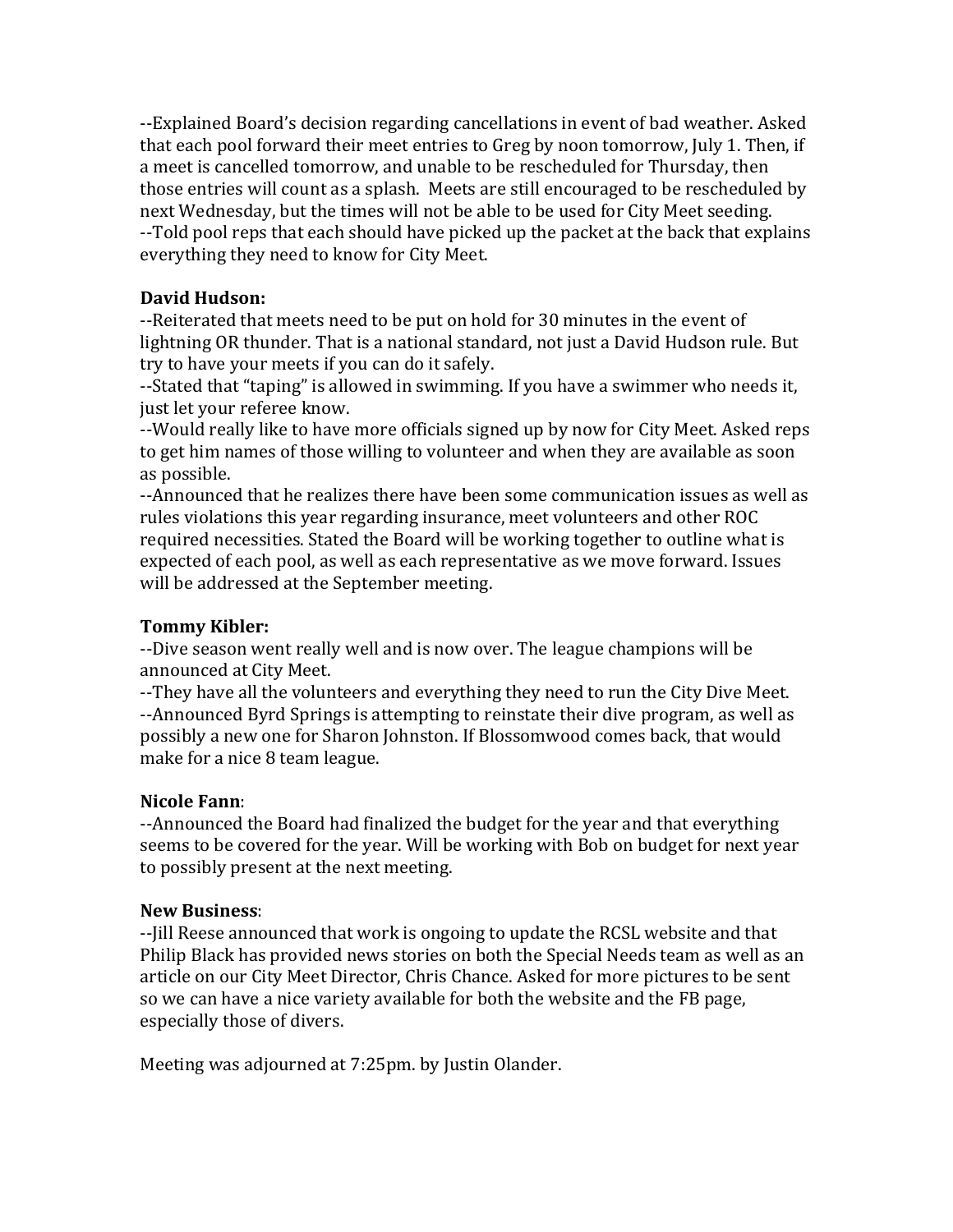--Explained Board's decision regarding cancellations in event of bad weather. Asked that each pool forward their meet entries to Greg by noon tomorrow, July 1. Then, if a meet is cancelled tomorrow, and unable to be rescheduled for Thursday, then those entries will count as a splash. Meets are still encouraged to be rescheduled by next Wednesday, but the times will not be able to be used for City Meet seeding.
--Told pool reps that each should have picked up the packet at the back that explains everything they need to know for City Meet.

**David Hudson:**
--Reiterated that meets need to be put on hold for 30 minutes in the event of lightning OR thunder. That is a national standard, not just a David Hudson rule. But try to have your meets if you can do it safely.
--Stated that "taping" is allowed in swimming. If you have a swimmer who needs it, just let your referee know.
--Would really like to have more officials signed up by now for City Meet. Asked reps to get him names of those willing to volunteer and when they are available as soon as possible.
--Announced that he realizes there have been some communication issues as well as rules violations this year regarding insurance, meet volunteers and other ROC required necessities. Stated the Board will be working together to outline what is expected of each pool, as well as each representative as we move forward. Issues will be addressed at the September meeting.

**Tommy Kibler:**
--Dive season went really well and is now over. The league champions will be announced at City Meet.
--They have all the volunteers and everything they need to run the City Dive Meet.
--Announced Byrd Springs is attempting to reinstate their dive program, as well as possibly a new one for Sharon Johnston. If Blossomwood comes back, that would make for a nice 8 team league.

**Nicole Fann**:
--Announced the Board had finalized the budget for the year and that everything seems to be covered for the year. Will be working with Bob on budget for next year to possibly present at the next meeting.

**New Business**:
--Jill Reese announced that work is ongoing to update the RCSL website and that Philip Black has provided news stories on both the Special Needs team as well as an article on our City Meet Director, Chris Chance. Asked for more pictures to be sent so we can have a nice variety available for both the website and the FB page, especially those of divers.

Meeting was adjourned at 7:25pm. by Justin Olander.